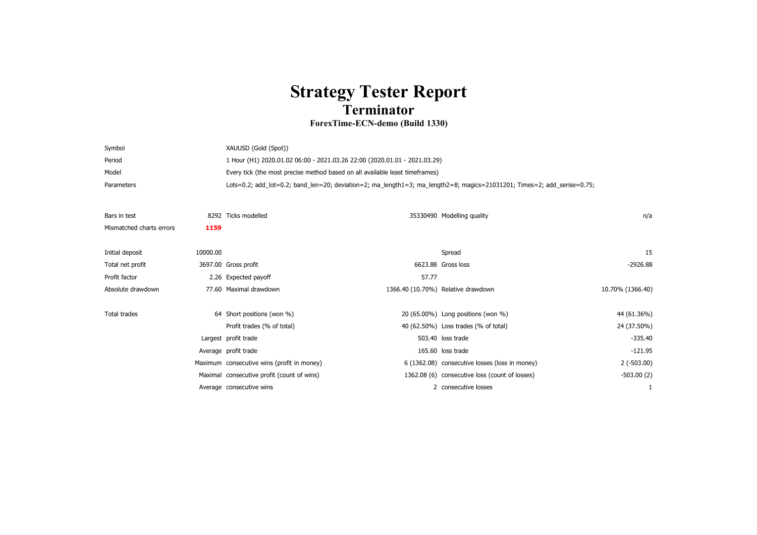# Strategy Tester Report

## Terminator

### ForexTime-ECN-demo (Build 1330)

| | |
|---|---|
| Symbol | XAUUSD (Gold (Spot)) |
| Period | 1 Hour (H1) 2020.01.02 06:00 - 2021.03.26 22:00 (2020.01.01 - 2021.03.29) |
| Model | Every tick (the most precise method based on all available least timeframes) |
| Parameters | Lots=0.2; add_lot=0.2; band_len=20; deviation=2; ma_length1=3; ma_length2=8; magics=21031201; Times=2; add_serise=0.75; |

| | | | | | |
|---|---|---|---|---|---|
| Bars in test | 8292 | Ticks modelled | 35330490 | Modelling quality | n/a |
| Mismatched charts errors | **1159** | | | | |
| | | | | | |
| Initial deposit | 10000.00 | | | Spread | 15 |
| Total net profit | 3697.00 | Gross profit | 6623.88 | Gross loss | -2926.88 |
| Profit factor | 2.26 | Expected payoff | 57.77 | | |
| Absolute drawdown | 77.60 | Maximal drawdown | 1366.40 (10.70%) | Relative drawdown | 10.70% (1366.40) |
| | | | | | |
| Total trades | 64 | Short positions (won %) | 20 (65.00%) | Long positions (won %) | 44 (61.36%) |
| | | Profit trades (% of total) | 40 (62.50%) | Loss trades (% of total) | 24 (37.50%) |
| | Largest | profit trade | 503.40 | loss trade | -335.40 |
| | Average | profit trade | 165.60 | loss trade | -121.95 |
| | Maximum | consecutive wins (profit in money) | 6 (1362.08) | consecutive losses (loss in money) | 2 (-503.00) |
| | Maximal | consecutive profit (count of wins) | 1362.08 (6) | consecutive loss (count of losses) | -503.00 (2) |
| | Average | consecutive wins | 2 | consecutive losses | 1 |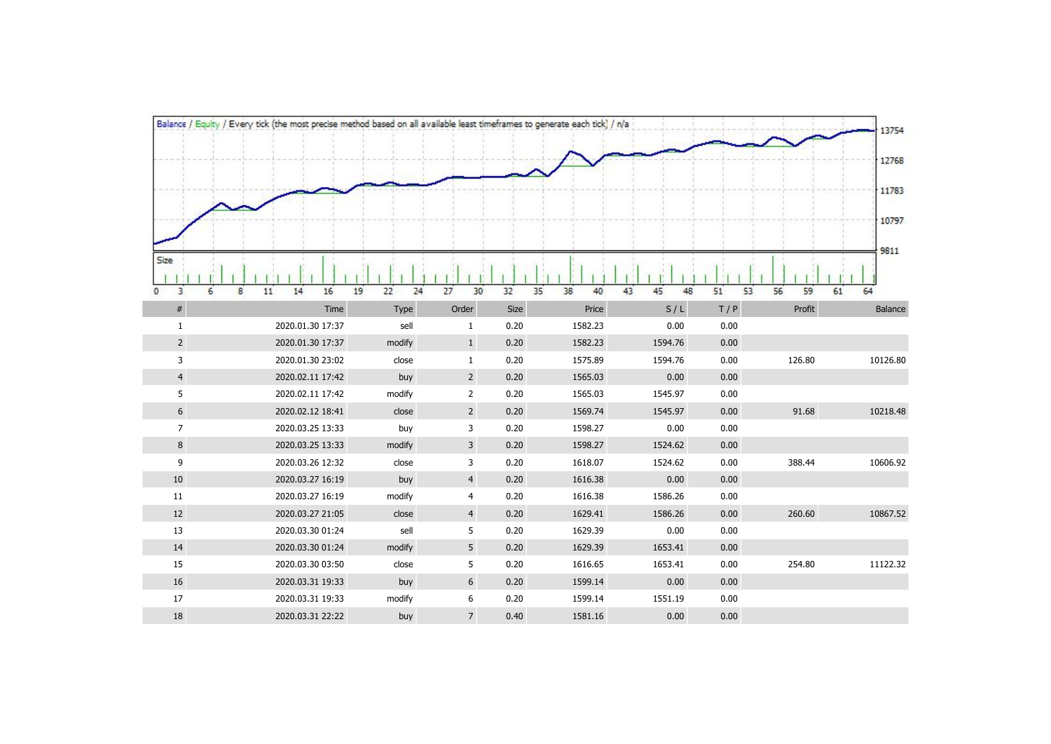Balance / Equity / Every tick (the most precise method based on all available least timeframes to generate each tick) / n/a

| # | Time | Type | Order | Size | Price | S / L | T / P | Profit | Balance |
|---|---|---|---|---|---|---|---|---|---|
| 1 | 2020.01.30 17:37 | sell | 1 | 0.20 | 1582.23 | 0.00 | 0.00 | | |
| 2 | 2020.01.30 17:37 | modify | 1 | 0.20 | 1582.23 | 1594.76 | 0.00 | | |
| 3 | 2020.01.30 23:02 | close | 1 | 0.20 | 1575.89 | 1594.76 | 0.00 | 126.80 | 10126.80 |
| 4 | 2020.02.11 17:42 | buy | 2 | 0.20 | 1565.03 | 0.00 | 0.00 | | |
| 5 | 2020.02.11 17:42 | modify | 2 | 0.20 | 1565.03 | 1545.97 | 0.00 | | |
| 6 | 2020.02.12 18:41 | close | 2 | 0.20 | 1569.74 | 1545.97 | 0.00 | 91.68 | 10218.48 |
| 7 | 2020.03.25 13:33 | buy | 3 | 0.20 | 1598.27 | 0.00 | 0.00 | | |
| 8 | 2020.03.25 13:33 | modify | 3 | 0.20 | 1598.27 | 1524.62 | 0.00 | | |
| 9 | 2020.03.26 12:32 | close | 3 | 0.20 | 1618.07 | 1524.62 | 0.00 | 388.44 | 10606.92 |
| 10 | 2020.03.27 16:19 | buy | 4 | 0.20 | 1616.38 | 0.00 | 0.00 | | |
| 11 | 2020.03.27 16:19 | modify | 4 | 0.20 | 1616.38 | 1586.26 | 0.00 | | |
| 12 | 2020.03.27 21:05 | close | 4 | 0.20 | 1629.41 | 1586.26 | 0.00 | 260.60 | 10867.52 |
| 13 | 2020.03.30 01:24 | sell | 5 | 0.20 | 1629.39 | 0.00 | 0.00 | | |
| 14 | 2020.03.30 01:24 | modify | 5 | 0.20 | 1629.39 | 1653.41 | 0.00 | | |
| 15 | 2020.03.30 03:50 | close | 5 | 0.20 | 1616.65 | 1653.41 | 0.00 | 254.80 | 11122.32 |
| 16 | 2020.03.31 19:33 | buy | 6 | 0.20 | 1599.14 | 0.00 | 0.00 | | |
| 17 | 2020.03.31 19:33 | modify | 6 | 0.20 | 1599.14 | 1551.19 | 0.00 | | |
| 18 | 2020.03.31 22:22 | buy | 7 | 0.40 | 1581.16 | 0.00 | 0.00 | | |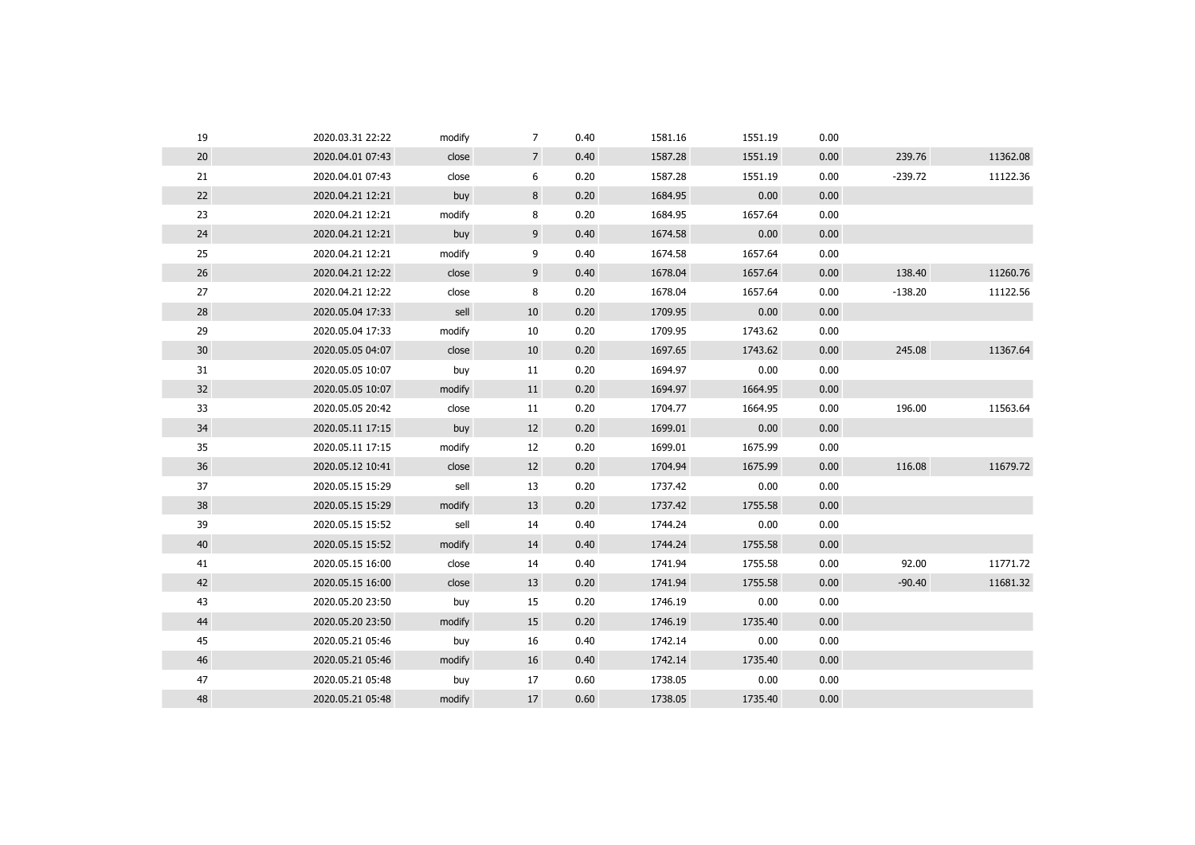| | | | | | | | | | |
|---|---|---|---|---|---|---|---|---|---|
| 19 | 2020.03.31 22:22 | modify | 7 | 0.40 | 1581.16 | 1551.19 | 0.00 | | |
| 20 | 2020.04.01 07:43 | close | 7 | 0.40 | 1587.28 | 1551.19 | 0.00 | 239.76 | 11362.08 |
| 21 | 2020.04.01 07:43 | close | 6 | 0.20 | 1587.28 | 1551.19 | 0.00 | -239.72 | 11122.36 |
| 22 | 2020.04.21 12:21 | buy | 8 | 0.20 | 1684.95 | 0.00 | 0.00 | | |
| 23 | 2020.04.21 12:21 | modify | 8 | 0.20 | 1684.95 | 1657.64 | 0.00 | | |
| 24 | 2020.04.21 12:21 | buy | 9 | 0.40 | 1674.58 | 0.00 | 0.00 | | |
| 25 | 2020.04.21 12:21 | modify | 9 | 0.40 | 1674.58 | 1657.64 | 0.00 | | |
| 26 | 2020.04.21 12:22 | close | 9 | 0.40 | 1678.04 | 1657.64 | 0.00 | 138.40 | 11260.76 |
| 27 | 2020.04.21 12:22 | close | 8 | 0.20 | 1678.04 | 1657.64 | 0.00 | -138.20 | 11122.56 |
| 28 | 2020.05.04 17:33 | sell | 10 | 0.20 | 1709.95 | 0.00 | 0.00 | | |
| 29 | 2020.05.04 17:33 | modify | 10 | 0.20 | 1709.95 | 1743.62 | 0.00 | | |
| 30 | 2020.05.05 04:07 | close | 10 | 0.20 | 1697.65 | 1743.62 | 0.00 | 245.08 | 11367.64 |
| 31 | 2020.05.05 10:07 | buy | 11 | 0.20 | 1694.97 | 0.00 | 0.00 | | |
| 32 | 2020.05.05 10:07 | modify | 11 | 0.20 | 1694.97 | 1664.95 | 0.00 | | |
| 33 | 2020.05.05 20:42 | close | 11 | 0.20 | 1704.77 | 1664.95 | 0.00 | 196.00 | 11563.64 |
| 34 | 2020.05.11 17:15 | buy | 12 | 0.20 | 1699.01 | 0.00 | 0.00 | | |
| 35 | 2020.05.11 17:15 | modify | 12 | 0.20 | 1699.01 | 1675.99 | 0.00 | | |
| 36 | 2020.05.12 10:41 | close | 12 | 0.20 | 1704.94 | 1675.99 | 0.00 | 116.08 | 11679.72 |
| 37 | 2020.05.15 15:29 | sell | 13 | 0.20 | 1737.42 | 0.00 | 0.00 | | |
| 38 | 2020.05.15 15:29 | modify | 13 | 0.20 | 1737.42 | 1755.58 | 0.00 | | |
| 39 | 2020.05.15 15:52 | sell | 14 | 0.40 | 1744.24 | 0.00 | 0.00 | | |
| 40 | 2020.05.15 15:52 | modify | 14 | 0.40 | 1744.24 | 1755.58 | 0.00 | | |
| 41 | 2020.05.15 16:00 | close | 14 | 0.40 | 1741.94 | 1755.58 | 0.00 | 92.00 | 11771.72 |
| 42 | 2020.05.15 16:00 | close | 13 | 0.20 | 1741.94 | 1755.58 | 0.00 | -90.40 | 11681.32 |
| 43 | 2020.05.20 23:50 | buy | 15 | 0.20 | 1746.19 | 0.00 | 0.00 | | |
| 44 | 2020.05.20 23:50 | modify | 15 | 0.20 | 1746.19 | 1735.40 | 0.00 | | |
| 45 | 2020.05.21 05:46 | buy | 16 | 0.40 | 1742.14 | 0.00 | 0.00 | | |
| 46 | 2020.05.21 05:46 | modify | 16 | 0.40 | 1742.14 | 1735.40 | 0.00 | | |
| 47 | 2020.05.21 05:48 | buy | 17 | 0.60 | 1738.05 | 0.00 | 0.00 | | |
| 48 | 2020.05.21 05:48 | modify | 17 | 0.60 | 1738.05 | 1735.40 | 0.00 | | |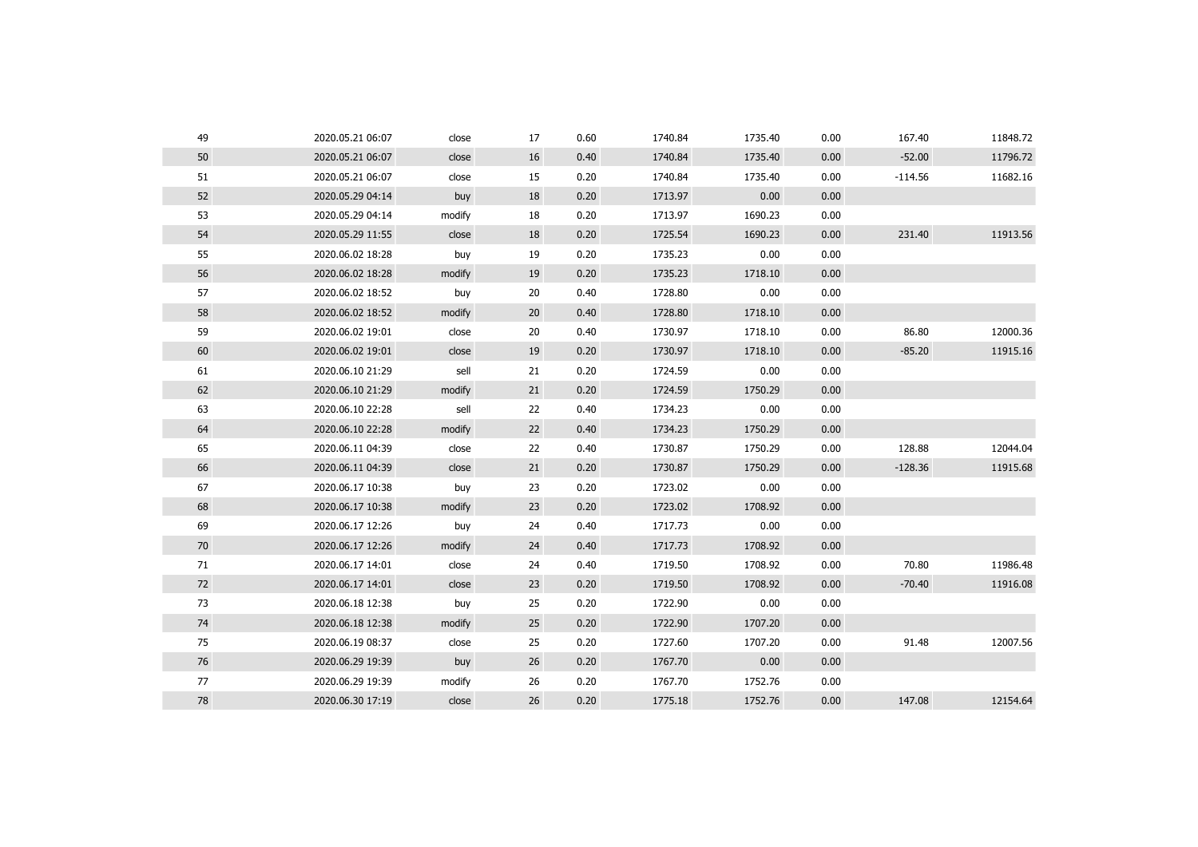| | | | | | | | | | |
|---|---|---|---|---|---|---|---|---|---|
| 49 | 2020.05.21 06:07 | close | 17 | 0.60 | 1740.84 | 1735.40 | 0.00 | 167.40 | 11848.72 |
| 50 | 2020.05.21 06:07 | close | 16 | 0.40 | 1740.84 | 1735.40 | 0.00 | -52.00 | 11796.72 |
| 51 | 2020.05.21 06:07 | close | 15 | 0.20 | 1740.84 | 1735.40 | 0.00 | -114.56 | 11682.16 |
| 52 | 2020.05.29 04:14 | buy | 18 | 0.20 | 1713.97 | 0.00 | 0.00 | | |
| 53 | 2020.05.29 04:14 | modify | 18 | 0.20 | 1713.97 | 1690.23 | 0.00 | | |
| 54 | 2020.05.29 11:55 | close | 18 | 0.20 | 1725.54 | 1690.23 | 0.00 | 231.40 | 11913.56 |
| 55 | 2020.06.02 18:28 | buy | 19 | 0.20 | 1735.23 | 0.00 | 0.00 | | |
| 56 | 2020.06.02 18:28 | modify | 19 | 0.20 | 1735.23 | 1718.10 | 0.00 | | |
| 57 | 2020.06.02 18:52 | buy | 20 | 0.40 | 1728.80 | 0.00 | 0.00 | | |
| 58 | 2020.06.02 18:52 | modify | 20 | 0.40 | 1728.80 | 1718.10 | 0.00 | | |
| 59 | 2020.06.02 19:01 | close | 20 | 0.40 | 1730.97 | 1718.10 | 0.00 | 86.80 | 12000.36 |
| 60 | 2020.06.02 19:01 | close | 19 | 0.20 | 1730.97 | 1718.10 | 0.00 | -85.20 | 11915.16 |
| 61 | 2020.06.10 21:29 | sell | 21 | 0.20 | 1724.59 | 0.00 | 0.00 | | |
| 62 | 2020.06.10 21:29 | modify | 21 | 0.20 | 1724.59 | 1750.29 | 0.00 | | |
| 63 | 2020.06.10 22:28 | sell | 22 | 0.40 | 1734.23 | 0.00 | 0.00 | | |
| 64 | 2020.06.10 22:28 | modify | 22 | 0.40 | 1734.23 | 1750.29 | 0.00 | | |
| 65 | 2020.06.11 04:39 | close | 22 | 0.40 | 1730.87 | 1750.29 | 0.00 | 128.88 | 12044.04 |
| 66 | 2020.06.11 04:39 | close | 21 | 0.20 | 1730.87 | 1750.29 | 0.00 | -128.36 | 11915.68 |
| 67 | 2020.06.17 10:38 | buy | 23 | 0.20 | 1723.02 | 0.00 | 0.00 | | |
| 68 | 2020.06.17 10:38 | modify | 23 | 0.20 | 1723.02 | 1708.92 | 0.00 | | |
| 69 | 2020.06.17 12:26 | buy | 24 | 0.40 | 1717.73 | 0.00 | 0.00 | | |
| 70 | 2020.06.17 12:26 | modify | 24 | 0.40 | 1717.73 | 1708.92 | 0.00 | | |
| 71 | 2020.06.17 14:01 | close | 24 | 0.40 | 1719.50 | 1708.92 | 0.00 | 70.80 | 11986.48 |
| 72 | 2020.06.17 14:01 | close | 23 | 0.20 | 1719.50 | 1708.92 | 0.00 | -70.40 | 11916.08 |
| 73 | 2020.06.18 12:38 | buy | 25 | 0.20 | 1722.90 | 0.00 | 0.00 | | |
| 74 | 2020.06.18 12:38 | modify | 25 | 0.20 | 1722.90 | 1707.20 | 0.00 | | |
| 75 | 2020.06.19 08:37 | close | 25 | 0.20 | 1727.60 | 1707.20 | 0.00 | 91.48 | 12007.56 |
| 76 | 2020.06.29 19:39 | buy | 26 | 0.20 | 1767.70 | 0.00 | 0.00 | | |
| 77 | 2020.06.29 19:39 | modify | 26 | 0.20 | 1767.70 | 1752.76 | 0.00 | | |
| 78 | 2020.06.30 17:19 | close | 26 | 0.20 | 1775.18 | 1752.76 | 0.00 | 147.08 | 12154.64 |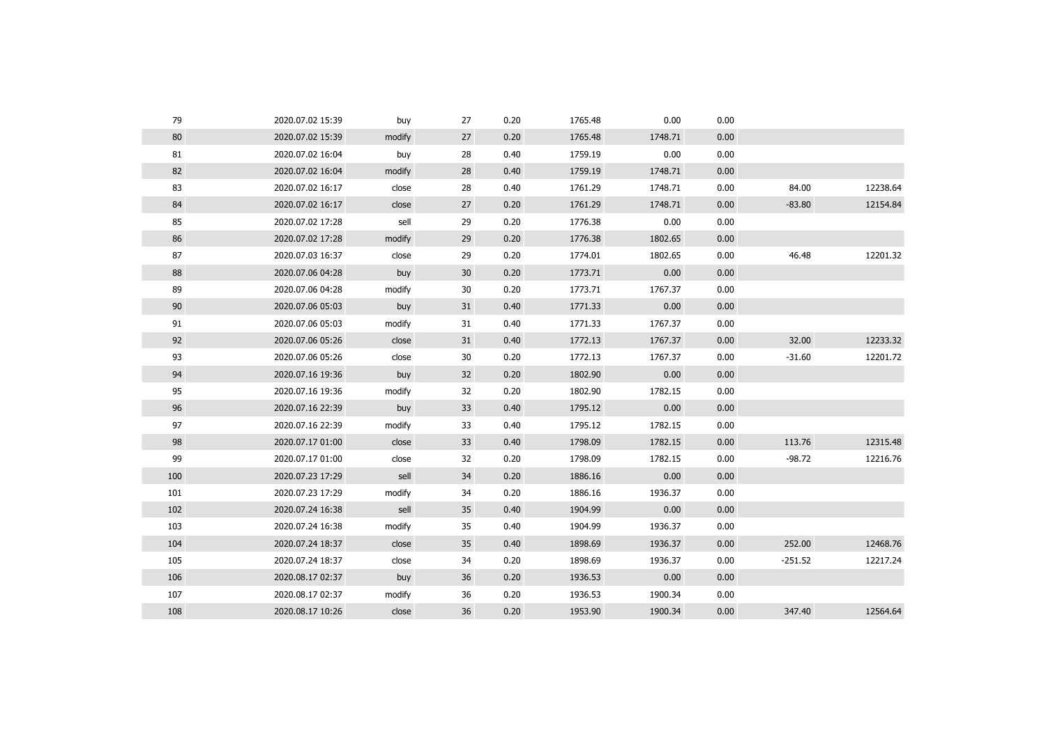| | | | | | | | | | |
|---|---|---|---|---|---|---|---|---|---|
| 79 | 2020.07.02 15:39 | buy | 27 | 0.20 | 1765.48 | 0.00 | 0.00 | | |
| 80 | 2020.07.02 15:39 | modify | 27 | 0.20 | 1765.48 | 1748.71 | 0.00 | | |
| 81 | 2020.07.02 16:04 | buy | 28 | 0.40 | 1759.19 | 0.00 | 0.00 | | |
| 82 | 2020.07.02 16:04 | modify | 28 | 0.40 | 1759.19 | 1748.71 | 0.00 | | |
| 83 | 2020.07.02 16:17 | close | 28 | 0.40 | 1761.29 | 1748.71 | 0.00 | 84.00 | 12238.64 |
| 84 | 2020.07.02 16:17 | close | 27 | 0.20 | 1761.29 | 1748.71 | 0.00 | -83.80 | 12154.84 |
| 85 | 2020.07.02 17:28 | sell | 29 | 0.20 | 1776.38 | 0.00 | 0.00 | | |
| 86 | 2020.07.02 17:28 | modify | 29 | 0.20 | 1776.38 | 1802.65 | 0.00 | | |
| 87 | 2020.07.03 16:37 | close | 29 | 0.20 | 1774.01 | 1802.65 | 0.00 | 46.48 | 12201.32 |
| 88 | 2020.07.06 04:28 | buy | 30 | 0.20 | 1773.71 | 0.00 | 0.00 | | |
| 89 | 2020.07.06 04:28 | modify | 30 | 0.20 | 1773.71 | 1767.37 | 0.00 | | |
| 90 | 2020.07.06 05:03 | buy | 31 | 0.40 | 1771.33 | 0.00 | 0.00 | | |
| 91 | 2020.07.06 05:03 | modify | 31 | 0.40 | 1771.33 | 1767.37 | 0.00 | | |
| 92 | 2020.07.06 05:26 | close | 31 | 0.40 | 1772.13 | 1767.37 | 0.00 | 32.00 | 12233.32 |
| 93 | 2020.07.06 05:26 | close | 30 | 0.20 | 1772.13 | 1767.37 | 0.00 | -31.60 | 12201.72 |
| 94 | 2020.07.16 19:36 | buy | 32 | 0.20 | 1802.90 | 0.00 | 0.00 | | |
| 95 | 2020.07.16 19:36 | modify | 32 | 0.20 | 1802.90 | 1782.15 | 0.00 | | |
| 96 | 2020.07.16 22:39 | buy | 33 | 0.40 | 1795.12 | 0.00 | 0.00 | | |
| 97 | 2020.07.16 22:39 | modify | 33 | 0.40 | 1795.12 | 1782.15 | 0.00 | | |
| 98 | 2020.07.17 01:00 | close | 33 | 0.40 | 1798.09 | 1782.15 | 0.00 | 113.76 | 12315.48 |
| 99 | 2020.07.17 01:00 | close | 32 | 0.20 | 1798.09 | 1782.15 | 0.00 | -98.72 | 12216.76 |
| 100 | 2020.07.23 17:29 | sell | 34 | 0.20 | 1886.16 | 0.00 | 0.00 | | |
| 101 | 2020.07.23 17:29 | modify | 34 | 0.20 | 1886.16 | 1936.37 | 0.00 | | |
| 102 | 2020.07.24 16:38 | sell | 35 | 0.40 | 1904.99 | 0.00 | 0.00 | | |
| 103 | 2020.07.24 16:38 | modify | 35 | 0.40 | 1904.99 | 1936.37 | 0.00 | | |
| 104 | 2020.07.24 18:37 | close | 35 | 0.40 | 1898.69 | 1936.37 | 0.00 | 252.00 | 12468.76 |
| 105 | 2020.07.24 18:37 | close | 34 | 0.20 | 1898.69 | 1936.37 | 0.00 | -251.52 | 12217.24 |
| 106 | 2020.08.17 02:37 | buy | 36 | 0.20 | 1936.53 | 0.00 | 0.00 | | |
| 107 | 2020.08.17 02:37 | modify | 36 | 0.20 | 1936.53 | 1900.34 | 0.00 | | |
| 108 | 2020.08.17 10:26 | close | 36 | 0.20 | 1953.90 | 1900.34 | 0.00 | 347.40 | 12564.64 |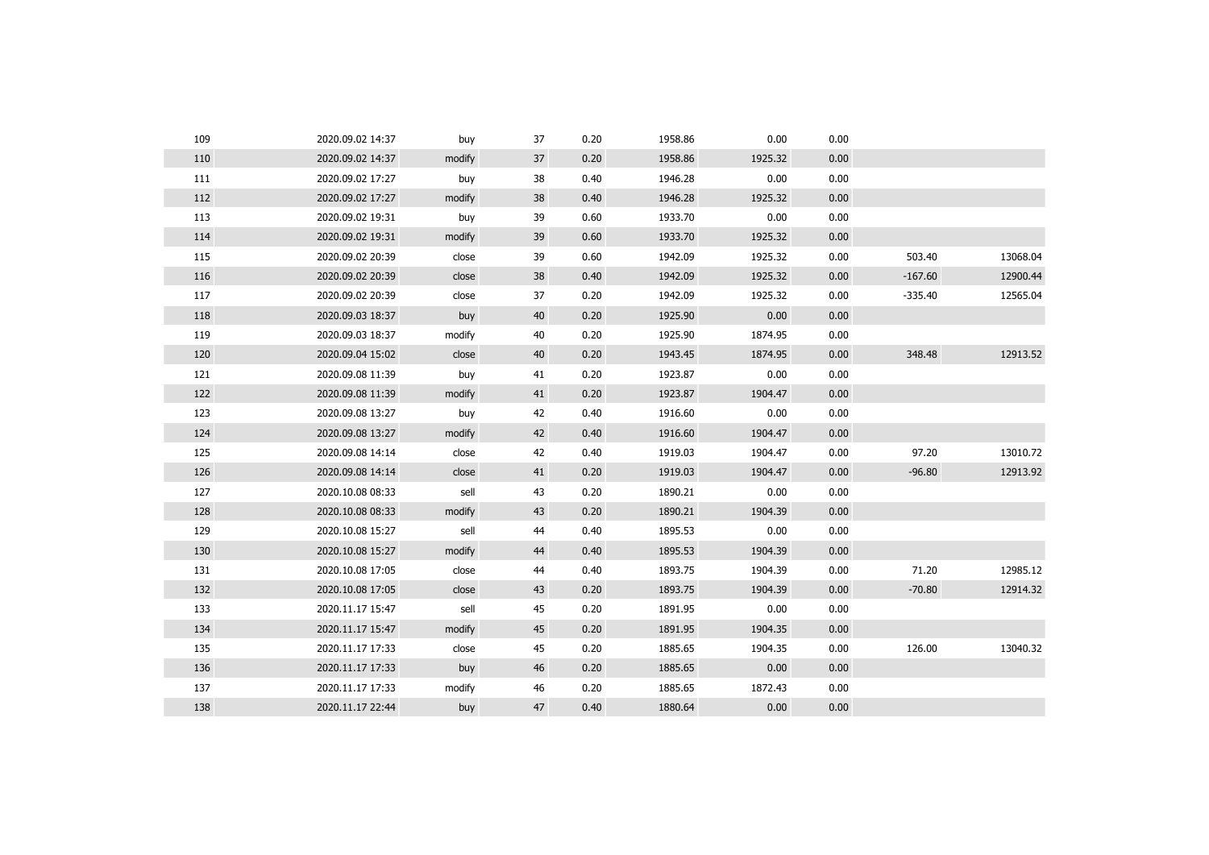| | | | | | | | | | |
|---|---|---|---|---|---|---|---|---|---|
| 109 | 2020.09.02 14:37 | buy | 37 | 0.20 | 1958.86 | 0.00 | 0.00 | | |
| 110 | 2020.09.02 14:37 | modify | 37 | 0.20 | 1958.86 | 1925.32 | 0.00 | | |
| 111 | 2020.09.02 17:27 | buy | 38 | 0.40 | 1946.28 | 0.00 | 0.00 | | |
| 112 | 2020.09.02 17:27 | modify | 38 | 0.40 | 1946.28 | 1925.32 | 0.00 | | |
| 113 | 2020.09.02 19:31 | buy | 39 | 0.60 | 1933.70 | 0.00 | 0.00 | | |
| 114 | 2020.09.02 19:31 | modify | 39 | 0.60 | 1933.70 | 1925.32 | 0.00 | | |
| 115 | 2020.09.02 20:39 | close | 39 | 0.60 | 1942.09 | 1925.32 | 0.00 | 503.40 | 13068.04 |
| 116 | 2020.09.02 20:39 | close | 38 | 0.40 | 1942.09 | 1925.32 | 0.00 | -167.60 | 12900.44 |
| 117 | 2020.09.02 20:39 | close | 37 | 0.20 | 1942.09 | 1925.32 | 0.00 | -335.40 | 12565.04 |
| 118 | 2020.09.03 18:37 | buy | 40 | 0.20 | 1925.90 | 0.00 | 0.00 | | |
| 119 | 2020.09.03 18:37 | modify | 40 | 0.20 | 1925.90 | 1874.95 | 0.00 | | |
| 120 | 2020.09.04 15:02 | close | 40 | 0.20 | 1943.45 | 1874.95 | 0.00 | 348.48 | 12913.52 |
| 121 | 2020.09.08 11:39 | buy | 41 | 0.20 | 1923.87 | 0.00 | 0.00 | | |
| 122 | 2020.09.08 11:39 | modify | 41 | 0.20 | 1923.87 | 1904.47 | 0.00 | | |
| 123 | 2020.09.08 13:27 | buy | 42 | 0.40 | 1916.60 | 0.00 | 0.00 | | |
| 124 | 2020.09.08 13:27 | modify | 42 | 0.40 | 1916.60 | 1904.47 | 0.00 | | |
| 125 | 2020.09.08 14:14 | close | 42 | 0.40 | 1919.03 | 1904.47 | 0.00 | 97.20 | 13010.72 |
| 126 | 2020.09.08 14:14 | close | 41 | 0.20 | 1919.03 | 1904.47 | 0.00 | -96.80 | 12913.92 |
| 127 | 2020.10.08 08:33 | sell | 43 | 0.20 | 1890.21 | 0.00 | 0.00 | | |
| 128 | 2020.10.08 08:33 | modify | 43 | 0.20 | 1890.21 | 1904.39 | 0.00 | | |
| 129 | 2020.10.08 15:27 | sell | 44 | 0.40 | 1895.53 | 0.00 | 0.00 | | |
| 130 | 2020.10.08 15:27 | modify | 44 | 0.40 | 1895.53 | 1904.39 | 0.00 | | |
| 131 | 2020.10.08 17:05 | close | 44 | 0.40 | 1893.75 | 1904.39 | 0.00 | 71.20 | 12985.12 |
| 132 | 2020.10.08 17:05 | close | 43 | 0.20 | 1893.75 | 1904.39 | 0.00 | -70.80 | 12914.32 |
| 133 | 2020.11.17 15:47 | sell | 45 | 0.20 | 1891.95 | 0.00 | 0.00 | | |
| 134 | 2020.11.17 15:47 | modify | 45 | 0.20 | 1891.95 | 1904.35 | 0.00 | | |
| 135 | 2020.11.17 17:33 | close | 45 | 0.20 | 1885.65 | 1904.35 | 0.00 | 126.00 | 13040.32 |
| 136 | 2020.11.17 17:33 | buy | 46 | 0.20 | 1885.65 | 0.00 | 0.00 | | |
| 137 | 2020.11.17 17:33 | modify | 46 | 0.20 | 1885.65 | 1872.43 | 0.00 | | |
| 138 | 2020.11.17 22:44 | buy | 47 | 0.40 | 1880.64 | 0.00 | 0.00 | | |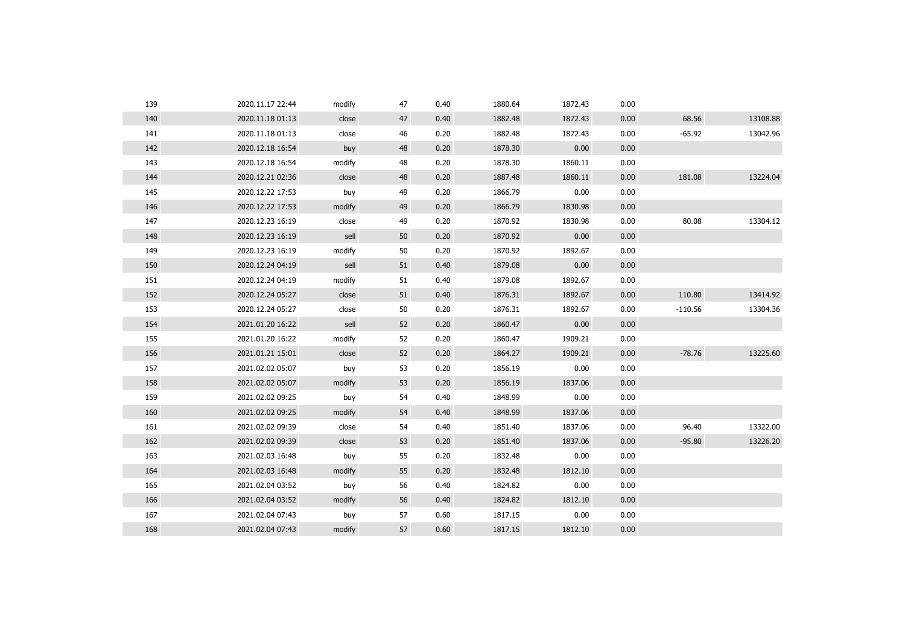| | | | | | | | | | |
|---|---|---|---|---|---|---|---|---|---|
| 139 | 2020.11.17 22:44 | modify | 47 | 0.40 | 1880.64 | 1872.43 | 0.00 | | |
| 140 | 2020.11.18 01:13 | close | 47 | 0.40 | 1882.48 | 1872.43 | 0.00 | 68.56 | 13108.88 |
| 141 | 2020.11.18 01:13 | close | 46 | 0.20 | 1882.48 | 1872.43 | 0.00 | -65.92 | 13042.96 |
| 142 | 2020.12.18 16:54 | buy | 48 | 0.20 | 1878.30 | 0.00 | 0.00 | | |
| 143 | 2020.12.18 16:54 | modify | 48 | 0.20 | 1878.30 | 1860.11 | 0.00 | | |
| 144 | 2020.12.21 02:36 | close | 48 | 0.20 | 1887.48 | 1860.11 | 0.00 | 181.08 | 13224.04 |
| 145 | 2020.12.22 17:53 | buy | 49 | 0.20 | 1866.79 | 0.00 | 0.00 | | |
| 146 | 2020.12.22 17:53 | modify | 49 | 0.20 | 1866.79 | 1830.98 | 0.00 | | |
| 147 | 2020.12.23 16:19 | close | 49 | 0.20 | 1870.92 | 1830.98 | 0.00 | 80.08 | 13304.12 |
| 148 | 2020.12.23 16:19 | sell | 50 | 0.20 | 1870.92 | 0.00 | 0.00 | | |
| 149 | 2020.12.23 16:19 | modify | 50 | 0.20 | 1870.92 | 1892.67 | 0.00 | | |
| 150 | 2020.12.24 04:19 | sell | 51 | 0.40 | 1879.08 | 0.00 | 0.00 | | |
| 151 | 2020.12.24 04:19 | modify | 51 | 0.40 | 1879.08 | 1892.67 | 0.00 | | |
| 152 | 2020.12.24 05:27 | close | 51 | 0.40 | 1876.31 | 1892.67 | 0.00 | 110.80 | 13414.92 |
| 153 | 2020.12.24 05:27 | close | 50 | 0.20 | 1876.31 | 1892.67 | 0.00 | -110.56 | 13304.36 |
| 154 | 2021.01.20 16:22 | sell | 52 | 0.20 | 1860.47 | 0.00 | 0.00 | | |
| 155 | 2021.01.20 16:22 | modify | 52 | 0.20 | 1860.47 | 1909.21 | 0.00 | | |
| 156 | 2021.01.21 15:01 | close | 52 | 0.20 | 1864.27 | 1909.21 | 0.00 | -78.76 | 13225.60 |
| 157 | 2021.02.02 05:07 | buy | 53 | 0.20 | 1856.19 | 0.00 | 0.00 | | |
| 158 | 2021.02.02 05:07 | modify | 53 | 0.20 | 1856.19 | 1837.06 | 0.00 | | |
| 159 | 2021.02.02 09:25 | buy | 54 | 0.40 | 1848.99 | 0.00 | 0.00 | | |
| 160 | 2021.02.02 09:25 | modify | 54 | 0.40 | 1848.99 | 1837.06 | 0.00 | | |
| 161 | 2021.02.02 09:39 | close | 54 | 0.40 | 1851.40 | 1837.06 | 0.00 | 96.40 | 13322.00 |
| 162 | 2021.02.02 09:39 | close | 53 | 0.20 | 1851.40 | 1837.06 | 0.00 | -95.80 | 13226.20 |
| 163 | 2021.02.03 16:48 | buy | 55 | 0.20 | 1832.48 | 0.00 | 0.00 | | |
| 164 | 2021.02.03 16:48 | modify | 55 | 0.20 | 1832.48 | 1812.10 | 0.00 | | |
| 165 | 2021.02.04 03:52 | buy | 56 | 0.40 | 1824.82 | 0.00 | 0.00 | | |
| 166 | 2021.02.04 03:52 | modify | 56 | 0.40 | 1824.82 | 1812.10 | 0.00 | | |
| 167 | 2021.02.04 07:43 | buy | 57 | 0.60 | 1817.15 | 0.00 | 0.00 | | |
| 168 | 2021.02.04 07:43 | modify | 57 | 0.60 | 1817.15 | 1812.10 | 0.00 | | |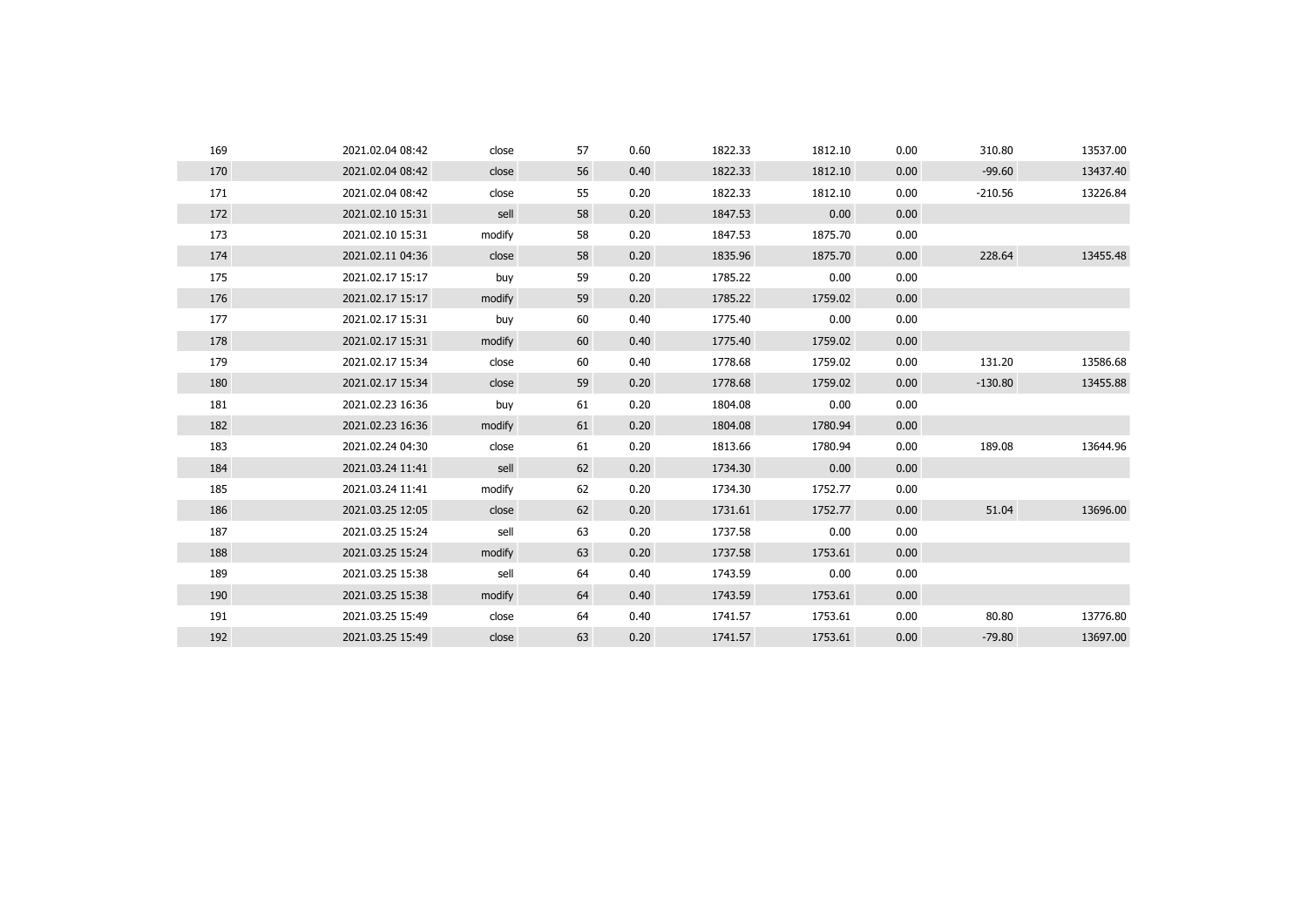| | | | | | | | | | |
|---|---|---|---|---|---|---|---|---|---|
| 169 | 2021.02.04 08:42 | close | 57 | 0.60 | 1822.33 | 1812.10 | 0.00 | 310.80 | 13537.00 |
| 170 | 2021.02.04 08:42 | close | 56 | 0.40 | 1822.33 | 1812.10 | 0.00 | -99.60 | 13437.40 |
| 171 | 2021.02.04 08:42 | close | 55 | 0.20 | 1822.33 | 1812.10 | 0.00 | -210.56 | 13226.84 |
| 172 | 2021.02.10 15:31 | sell | 58 | 0.20 | 1847.53 | 0.00 | 0.00 | | |
| 173 | 2021.02.10 15:31 | modify | 58 | 0.20 | 1847.53 | 1875.70 | 0.00 | | |
| 174 | 2021.02.11 04:36 | close | 58 | 0.20 | 1835.96 | 1875.70 | 0.00 | 228.64 | 13455.48 |
| 175 | 2021.02.17 15:17 | buy | 59 | 0.20 | 1785.22 | 0.00 | 0.00 | | |
| 176 | 2021.02.17 15:17 | modify | 59 | 0.20 | 1785.22 | 1759.02 | 0.00 | | |
| 177 | 2021.02.17 15:31 | buy | 60 | 0.40 | 1775.40 | 0.00 | 0.00 | | |
| 178 | 2021.02.17 15:31 | modify | 60 | 0.40 | 1775.40 | 1759.02 | 0.00 | | |
| 179 | 2021.02.17 15:34 | close | 60 | 0.40 | 1778.68 | 1759.02 | 0.00 | 131.20 | 13586.68 |
| 180 | 2021.02.17 15:34 | close | 59 | 0.20 | 1778.68 | 1759.02 | 0.00 | -130.80 | 13455.88 |
| 181 | 2021.02.23 16:36 | buy | 61 | 0.20 | 1804.08 | 0.00 | 0.00 | | |
| 182 | 2021.02.23 16:36 | modify | 61 | 0.20 | 1804.08 | 1780.94 | 0.00 | | |
| 183 | 2021.02.24 04:30 | close | 61 | 0.20 | 1813.66 | 1780.94 | 0.00 | 189.08 | 13644.96 |
| 184 | 2021.03.24 11:41 | sell | 62 | 0.20 | 1734.30 | 0.00 | 0.00 | | |
| 185 | 2021.03.24 11:41 | modify | 62 | 0.20 | 1734.30 | 1752.77 | 0.00 | | |
| 186 | 2021.03.25 12:05 | close | 62 | 0.20 | 1731.61 | 1752.77 | 0.00 | 51.04 | 13696.00 |
| 187 | 2021.03.25 15:24 | sell | 63 | 0.20 | 1737.58 | 0.00 | 0.00 | | |
| 188 | 2021.03.25 15:24 | modify | 63 | 0.20 | 1737.58 | 1753.61 | 0.00 | | |
| 189 | 2021.03.25 15:38 | sell | 64 | 0.40 | 1743.59 | 0.00 | 0.00 | | |
| 190 | 2021.03.25 15:38 | modify | 64 | 0.40 | 1743.59 | 1753.61 | 0.00 | | |
| 191 | 2021.03.25 15:49 | close | 64 | 0.40 | 1741.57 | 1753.61 | 0.00 | 80.80 | 13776.80 |
| 192 | 2021.03.25 15:49 | close | 63 | 0.20 | 1741.57 | 1753.61 | 0.00 | -79.80 | 13697.00 |